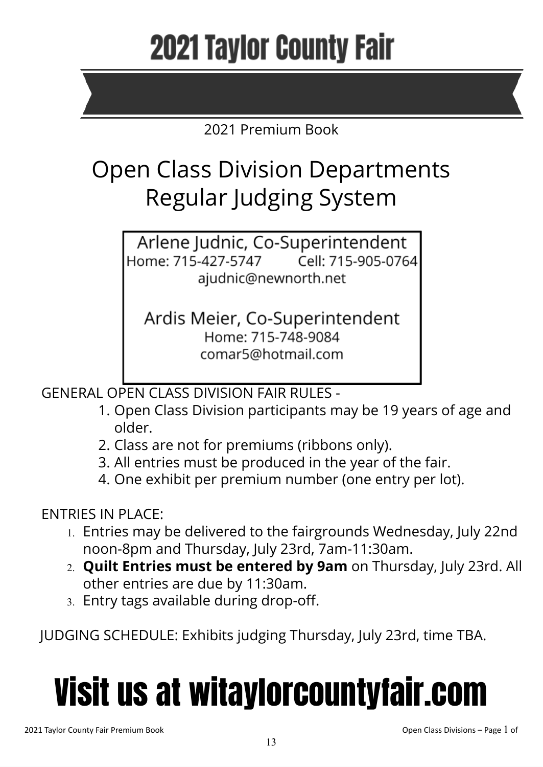# 2021 Taylor County Fair

2021 Premium Book

## Open Class Division Departments
## Regular Judging System

Arlene Judnic, Co-Superintendent
Home: 715-427-5747 Cell: 715-905-0764
ajudnic@newnorth.net

Ardis Meier, Co-Superintendent
Home: 715-748-9084
comar5@hotmail.com

GENERAL OPEN CLASS DIVISION FAIR RULES -

1. Open Class Division participants may be 19 years of age and older.
2. Class are not for premiums (ribbons only).
3. All entries must be produced in the year of the fair.
4. One exhibit per premium number (one entry per lot).

ENTRIES IN PLACE:

1. Entries may be delivered to the fairgrounds Wednesday, July 22nd noon-8pm and Thursday, July 23rd, 7am-11:30am.
2. **Quilt Entries must be entered by 9am** on Thursday, July 23rd. All other entries are due by 11:30am.
3. Entry tags available during drop-off.

JUDGING SCHEDULE: Exhibits judging Thursday, July 23rd, time TBA.

# Visit us at witaylorcountyfair.com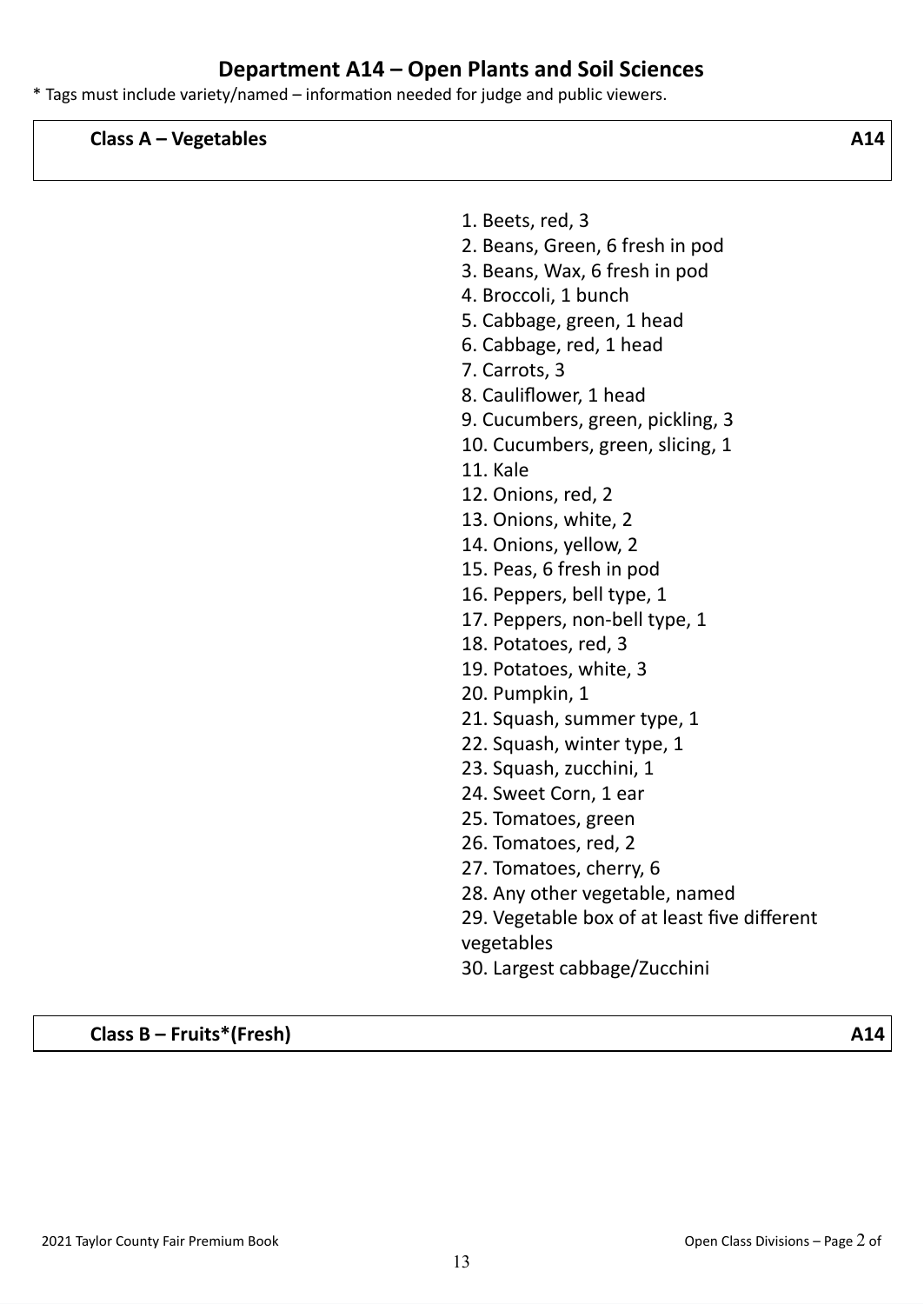## Department A14 – Open Plants and Soil Sciences

* Tags must include variety/named – information needed for judge and public viewers.

### Class A – Vegetables A14

1. Beets, red, 3
2. Beans, Green, 6 fresh in pod
3. Beans, Wax, 6 fresh in pod
4. Broccoli, 1 bunch
5. Cabbage, green, 1 head
6. Cabbage, red, 1 head
7. Carrots, 3
8. Cauliflower, 1 head
9. Cucumbers, green, pickling, 3
10. Cucumbers, green, slicing, 1
11. Kale
12. Onions, red, 2
13. Onions, white, 2
14. Onions, yellow, 2
15. Peas, 6 fresh in pod
16. Peppers, bell type, 1
17. Peppers, non-bell type, 1
18. Potatoes, red, 3
19. Potatoes, white, 3
20. Pumpkin, 1
21. Squash, summer type, 1
22. Squash, winter type, 1
23. Squash, zucchini, 1
24. Sweet Corn, 1 ear
25. Tomatoes, green
26. Tomatoes, red, 2
27. Tomatoes, cherry, 6
28. Any other vegetable, named
29. Vegetable box of at least five different vegetables
30. Largest cabbage/Zucchini

### Class B – Fruits*(Fresh) A14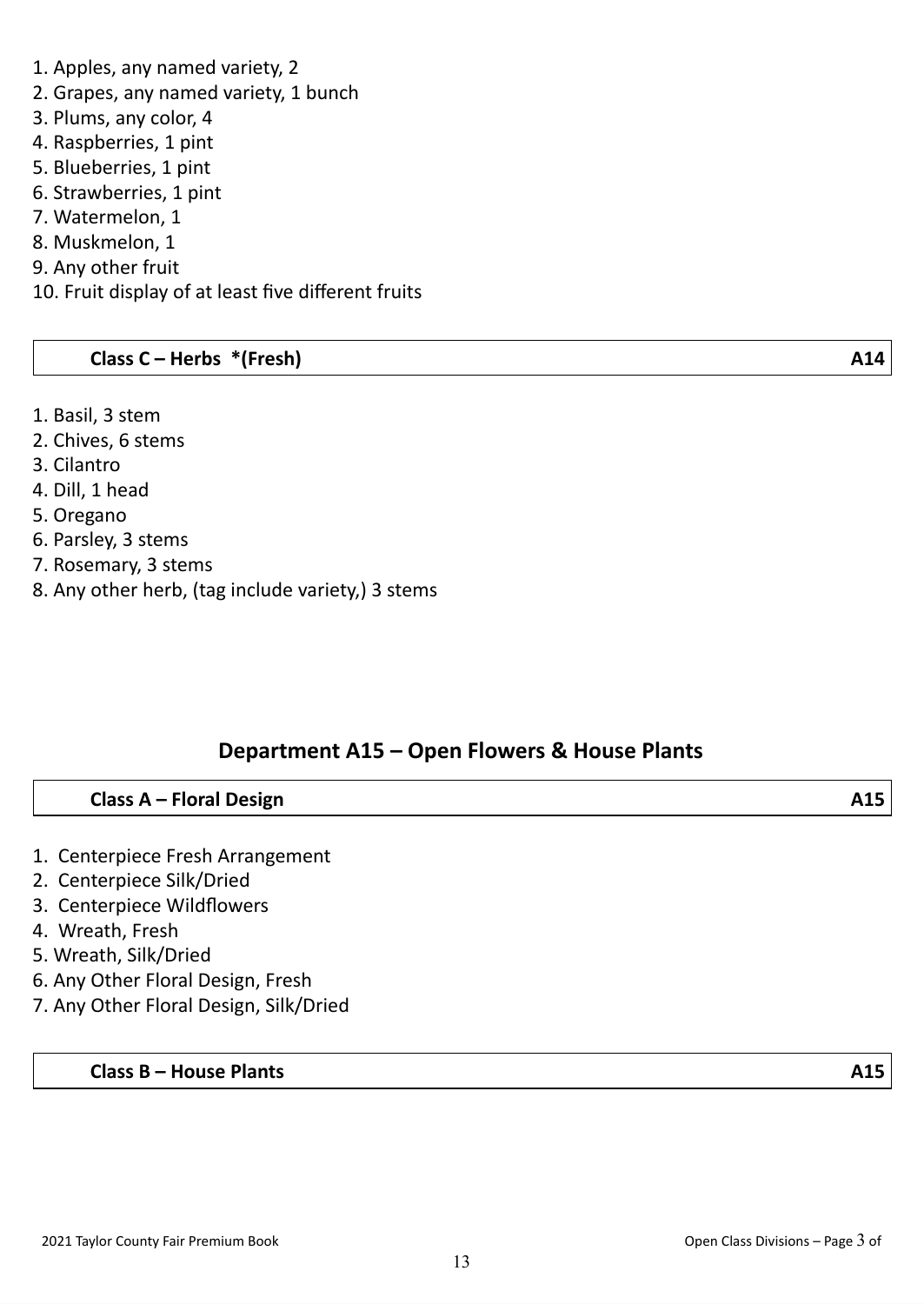1. Apples, any named variety, 2
2. Grapes, any named variety, 1 bunch
3. Plums, any color, 4
4. Raspberries, 1 pint
5. Blueberries, 1 pint
6. Strawberries, 1 pint
7. Watermelon, 1
8. Muskmelon, 1
9. Any other fruit
10. Fruit display of at least five different fruits

| **Class C – Herbs *(Fresh)** | **A14** |
|---|---|

1. Basil, 3 stem
2. Chives, 6 stems
3. Cilantro
4. Dill, 1 head
5. Oregano
6. Parsley, 3 stems
7. Rosemary, 3 stems
8. Any other herb, (tag include variety,) 3 stems

## Department A15 – Open Flowers & House Plants

| **Class A – Floral Design** | **A15** |
|---|---|

1. Centerpiece Fresh Arrangement
2. Centerpiece Silk/Dried
3. Centerpiece Wildflowers
4. Wreath, Fresh
5. Wreath, Silk/Dried
6. Any Other Floral Design, Fresh
7. Any Other Floral Design, Silk/Dried

| **Class B – House Plants** | **A15** |
|---|---|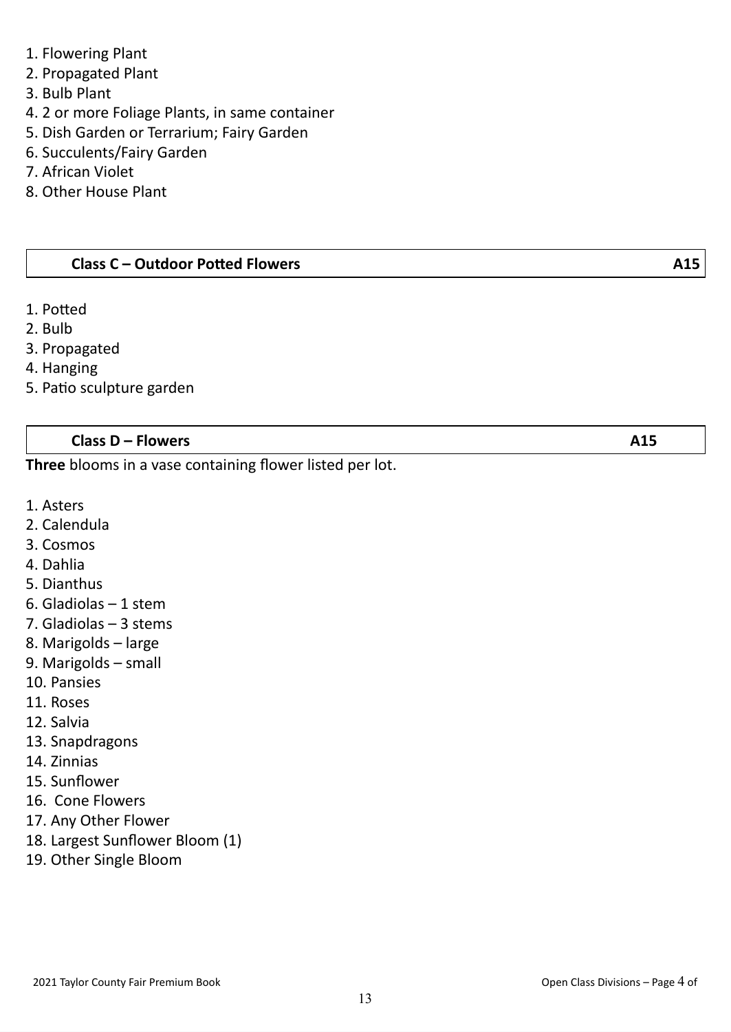1. Flowering Plant
2. Propagated Plant
3. Bulb Plant
4. 2 or more Foliage Plants, in same container
5. Dish Garden or Terrarium; Fairy Garden
6. Succulents/Fairy Garden
7. African Violet
8. Other House Plant

## Class C – Outdoor Potted Flowers A15

1. Potted
2. Bulb
3. Propagated
4. Hanging
5. Patio sculpture garden

## Class D – Flowers A15

**Three** blooms in a vase containing flower listed per lot.

1. Asters
2. Calendula
3. Cosmos
4. Dahlia
5. Dianthus
6. Gladiolas – 1 stem
7. Gladiolas – 3 stems
8. Marigolds – large
9. Marigolds – small
10. Pansies
11. Roses
12. Salvia
13. Snapdragons
14. Zinnias
15. Sunflower
16. Cone Flowers
17. Any Other Flower
18. Largest Sunflower Bloom (1)
19. Other Single Bloom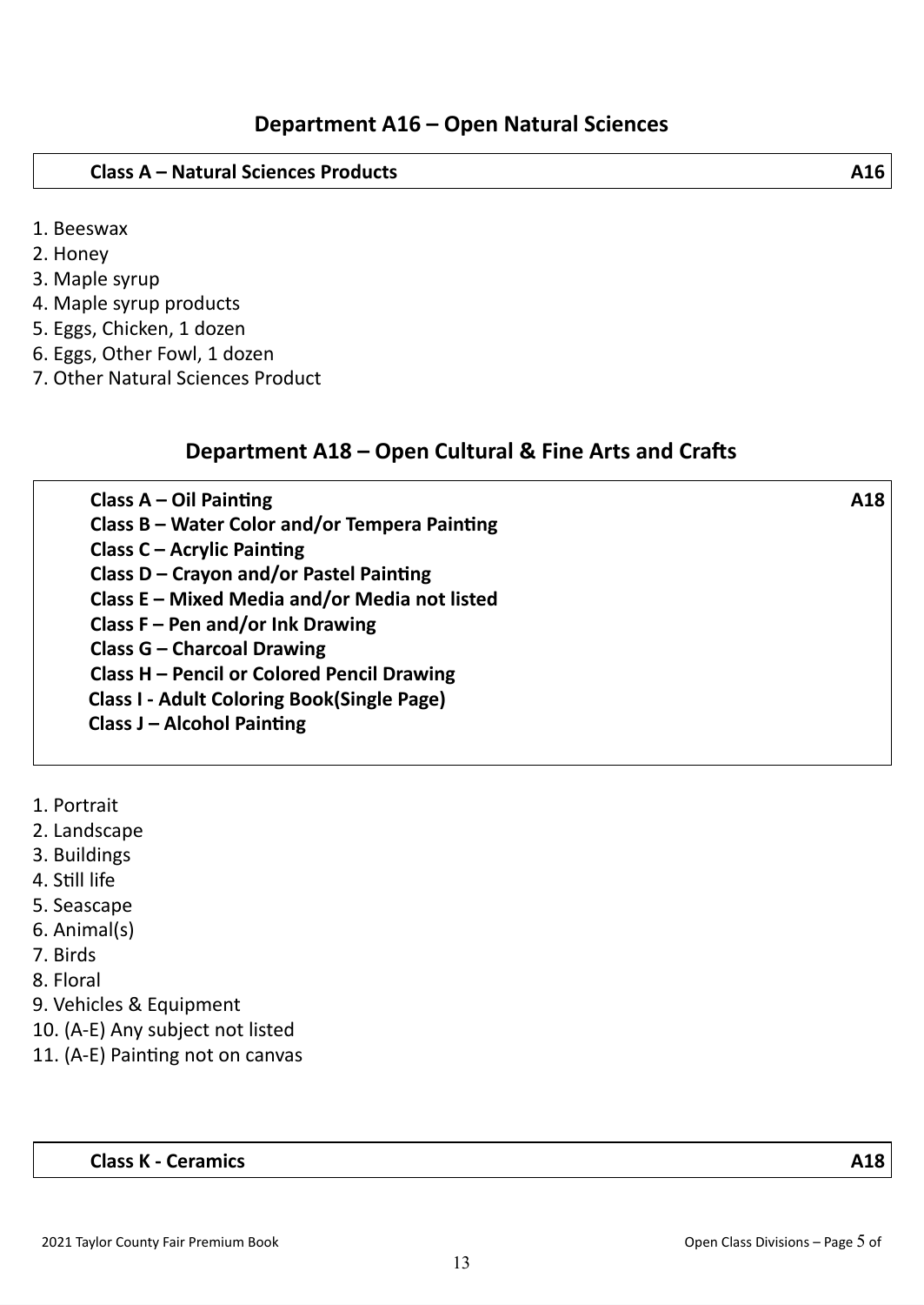## Department A16 – Open Natural Sciences

**Class A – Natural Sciences Products** **A16**

1. Beeswax
2. Honey
3. Maple syrup
4. Maple syrup products
5. Eggs, Chicken, 1 dozen
6. Eggs, Other Fowl, 1 dozen
7. Other Natural Sciences Product

## Department A18 – Open Cultural & Fine Arts and Crafts

**Class A – Oil Painting** **A18**
**Class B – Water Color and/or Tempera Painting**
**Class C – Acrylic Painting**
**Class D – Crayon and/or Pastel Painting**
**Class E – Mixed Media and/or Media not listed**
**Class F – Pen and/or Ink Drawing**
**Class G – Charcoal Drawing**
**Class H – Pencil or Colored Pencil Drawing**
**Class I - Adult Coloring Book(Single Page)**
**Class J – Alcohol Painting**

1. Portrait
2. Landscape
3. Buildings
4. Still life
5. Seascape
6. Animal(s)
7. Birds
8. Floral
9. Vehicles & Equipment
10. (A-E) Any subject not listed
11. (A-E) Painting not on canvas

**Class K - Ceramics** **A18**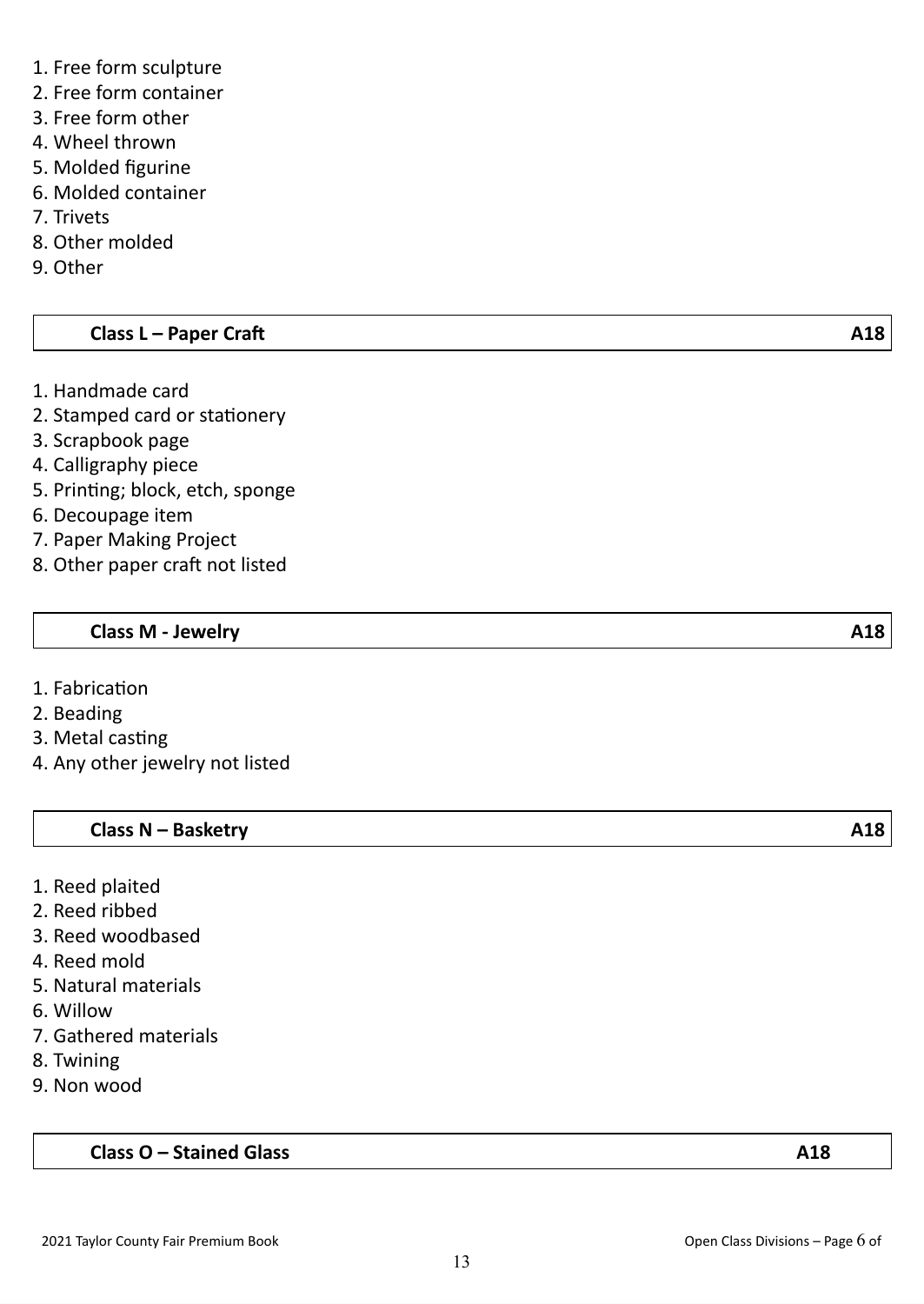1. Free form sculpture
2. Free form container
3. Free form other
4. Wheel thrown
5. Molded figurine
6. Molded container
7. Trivets
8. Other molded
9. Other

| **Class L – Paper Craft** | **A18** |
|---|---|

1. Handmade card
2. Stamped card or stationery
3. Scrapbook page
4. Calligraphy piece
5. Printing; block, etch, sponge
6. Decoupage item
7. Paper Making Project
8. Other paper craft not listed

| **Class M - Jewelry** | **A18** |
|---|---|

1. Fabrication
2. Beading
3. Metal casting
4. Any other jewelry not listed

| **Class N – Basketry** | **A18** |
|---|---|

1. Reed plaited
2. Reed ribbed
3. Reed woodbased
4. Reed mold
5. Natural materials
6. Willow
7. Gathered materials
8. Twining
9. Non wood

| **Class O – Stained Glass** | **A18** |
|---|---|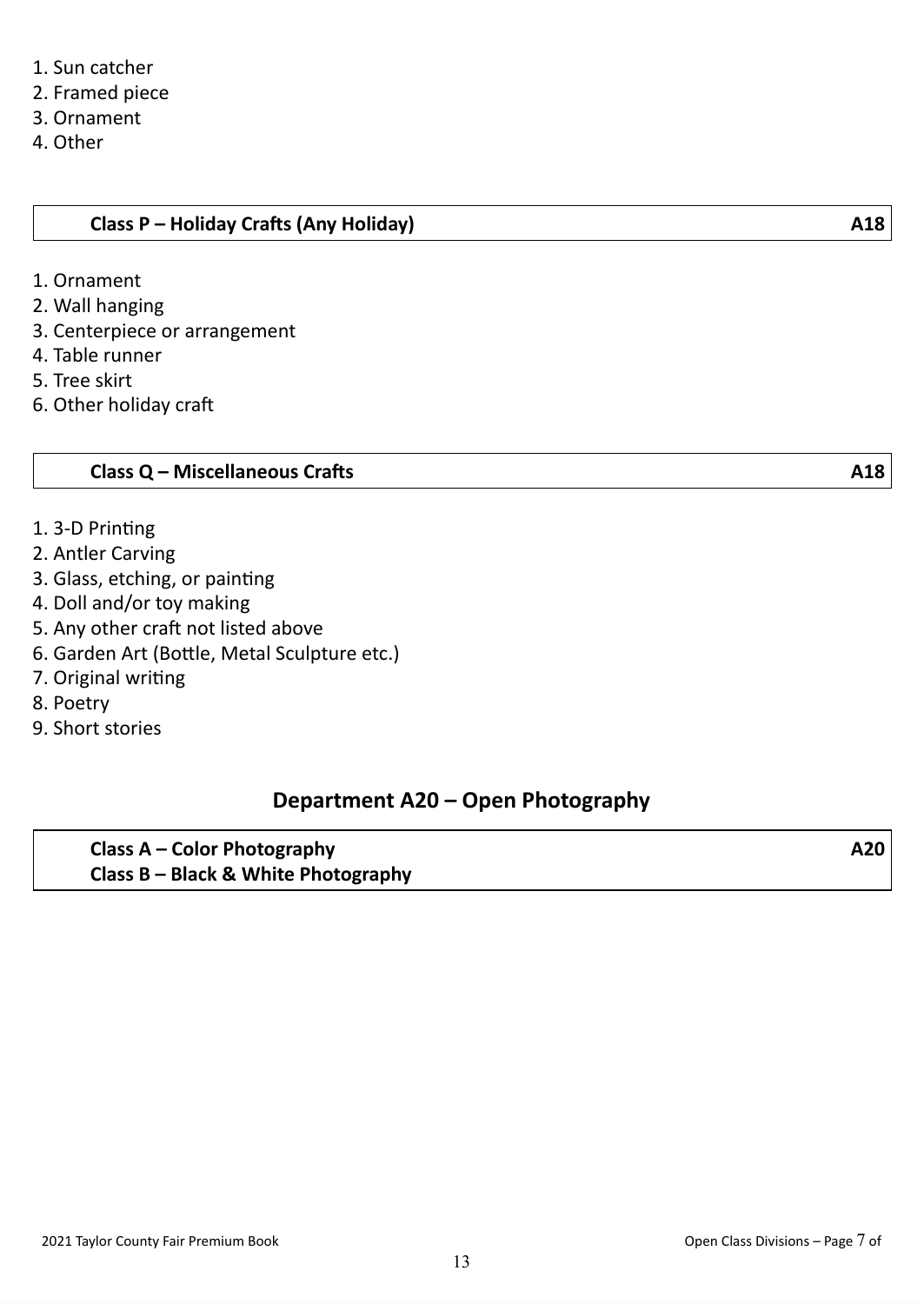1. Sun catcher
2. Framed piece
3. Ornament
4. Other

| **Class P – Holiday Crafts (Any Holiday)** | **A18** |
|---|---|

1. Ornament
2. Wall hanging
3. Centerpiece or arrangement
4. Table runner
5. Tree skirt
6. Other holiday craft

| **Class Q – Miscellaneous Crafts** | **A18** |
|---|---|

1. 3-D Printing
2. Antler Carving
3. Glass, etching, or painting
4. Doll and/or toy making
5. Any other craft not listed above
6. Garden Art (Bottle, Metal Sculpture etc.)
7. Original writing
8. Poetry
9. Short stories

## Department A20 – Open Photography

| **Class A – Color Photography**<br>**Class B – Black & White Photography** | **A20** |
|---|---|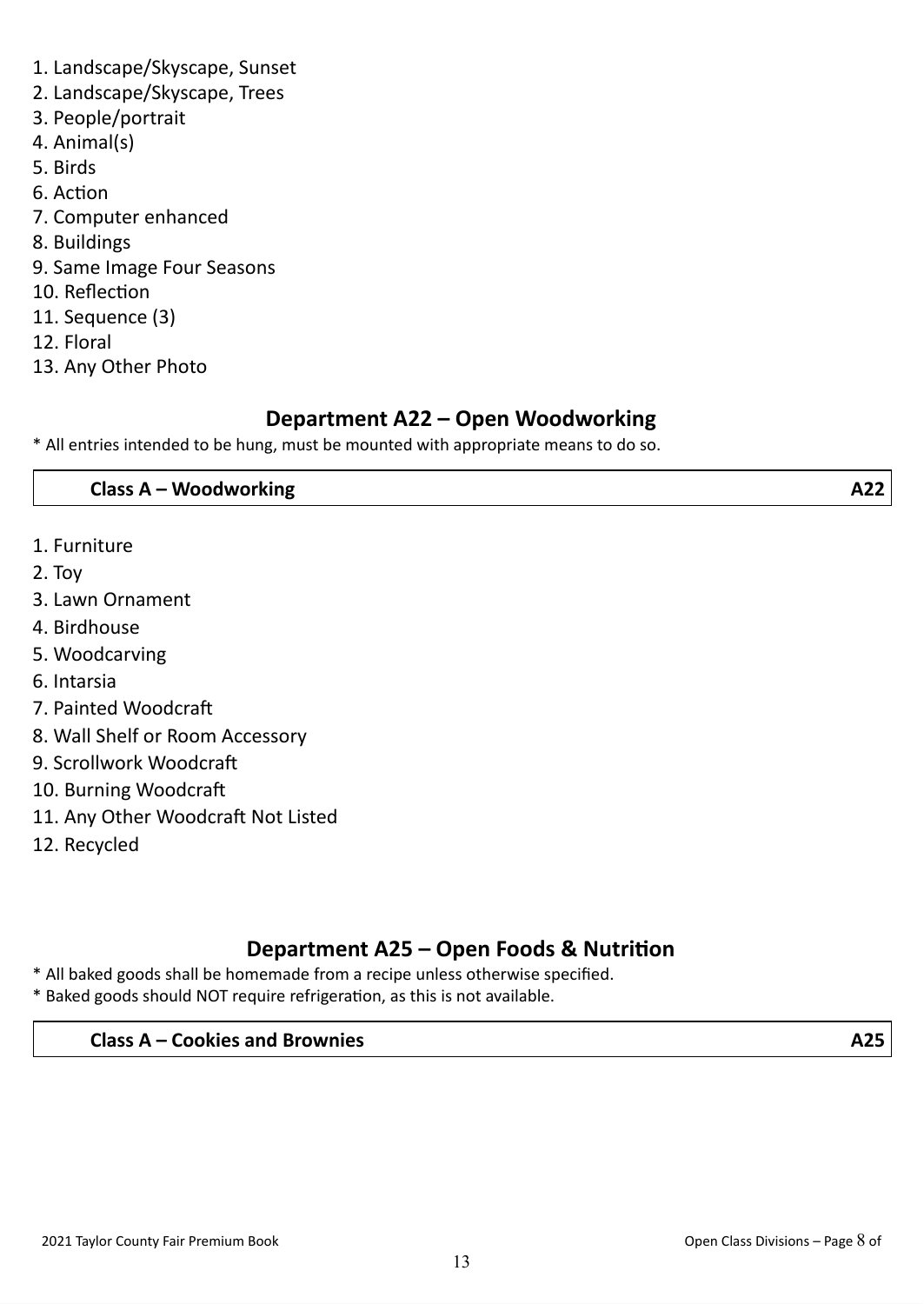1. Landscape/Skyscape, Sunset
2. Landscape/Skyscape, Trees
3. People/portrait
4. Animal(s)
5. Birds
6. Action
7. Computer enhanced
8. Buildings
9. Same Image Four Seasons
10. Reflection
11. Sequence (3)
12. Floral
13. Any Other Photo

## Department A22 – Open Woodworking

* All entries intended to be hung, must be mounted with appropriate means to do so.

| **Class A – Woodworking** | **A22** |
|---|---|

1. Furniture
2. Toy
3. Lawn Ornament
4. Birdhouse
5. Woodcarving
6. Intarsia
7. Painted Woodcraft
8. Wall Shelf or Room Accessory
9. Scrollwork Woodcraft
10. Burning Woodcraft
11. Any Other Woodcraft Not Listed
12. Recycled

## Department A25 – Open Foods & Nutrition

* All baked goods shall be homemade from a recipe unless otherwise specified.
* Baked goods should NOT require refrigeration, as this is not available.

| **Class A – Cookies and Brownies** | **A25** |
|---|---|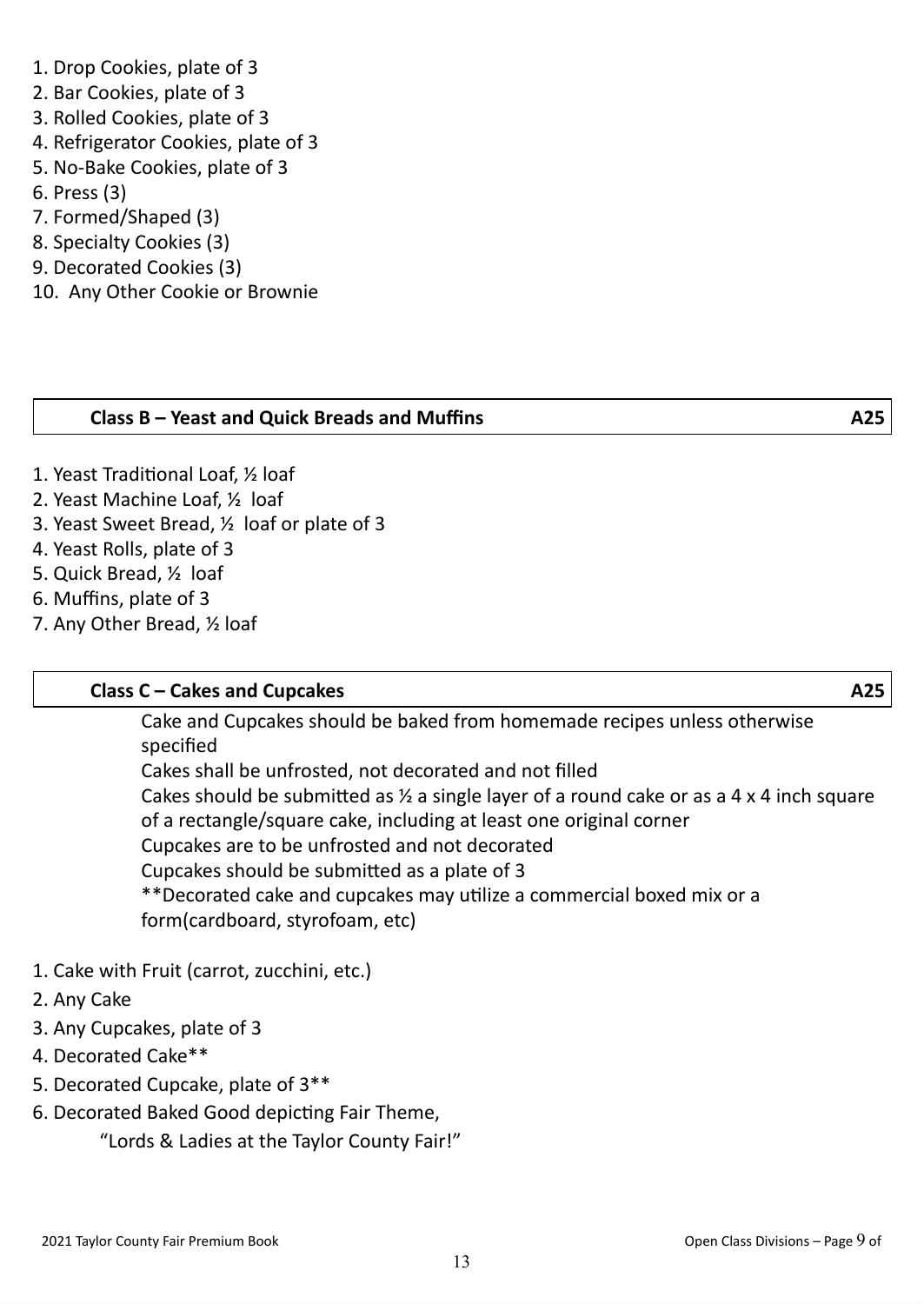1. Drop Cookies, plate of 3
2. Bar Cookies, plate of 3
3. Rolled Cookies, plate of 3
4. Refrigerator Cookies, plate of 3
5. No-Bake Cookies, plate of 3
6. Press (3)
7. Formed/Shaped (3)
8. Specialty Cookies (3)
9. Decorated Cookies (3)
10. Any Other Cookie or Brownie

## Class B – Yeast and Quick Breads and Muffins — A25

1. Yeast Traditional Loaf, ½ loaf
2. Yeast Machine Loaf, ½ loaf
3. Yeast Sweet Bread, ½ loaf or plate of 3
4. Yeast Rolls, plate of 3
5. Quick Bread, ½ loaf
6. Muffins, plate of 3
7. Any Other Bread, ½ loaf

## Class C – Cakes and Cupcakes — A25

Cake and Cupcakes should be baked from homemade recipes unless otherwise specified
Cakes shall be unfrosted, not decorated and not filled
Cakes should be submitted as ½ a single layer of a round cake or as a 4 x 4 inch square of a rectangle/square cake, including at least one original corner
Cupcakes are to be unfrosted and not decorated
Cupcakes should be submitted as a plate of 3
**Decorated cake and cupcakes may utilize a commercial boxed mix or a form(cardboard, styrofoam, etc)

1. Cake with Fruit (carrot, zucchini, etc.)
2. Any Cake
3. Any Cupcakes, plate of 3
4. Decorated Cake**
5. Decorated Cupcake, plate of 3**
6. Decorated Baked Good depicting Fair Theme,
   "Lords & Ladies at the Taylor County Fair!"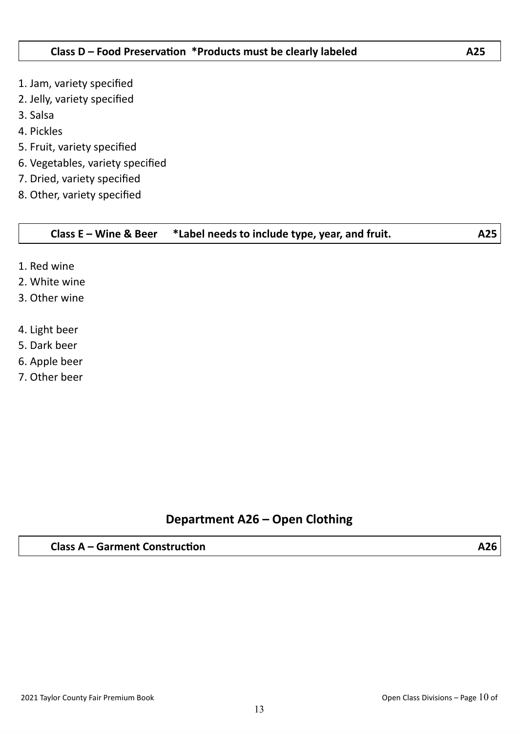**Class D – Food Preservation *Products must be clearly labeled** **A25**

1. Jam, variety specified
2. Jelly, variety specified
3. Salsa
4. Pickles
5. Fruit, variety specified
6. Vegetables, variety specified
7. Dried, variety specified
8. Other, variety specified

**Class E – Wine & Beer *Label needs to include type, year, and fruit.** **A25**

1. Red wine
2. White wine
3. Other wine

4. Light beer
5. Dark beer
6. Apple beer
7. Other beer

## Department A26 – Open Clothing

**Class A – Garment Construction** **A26**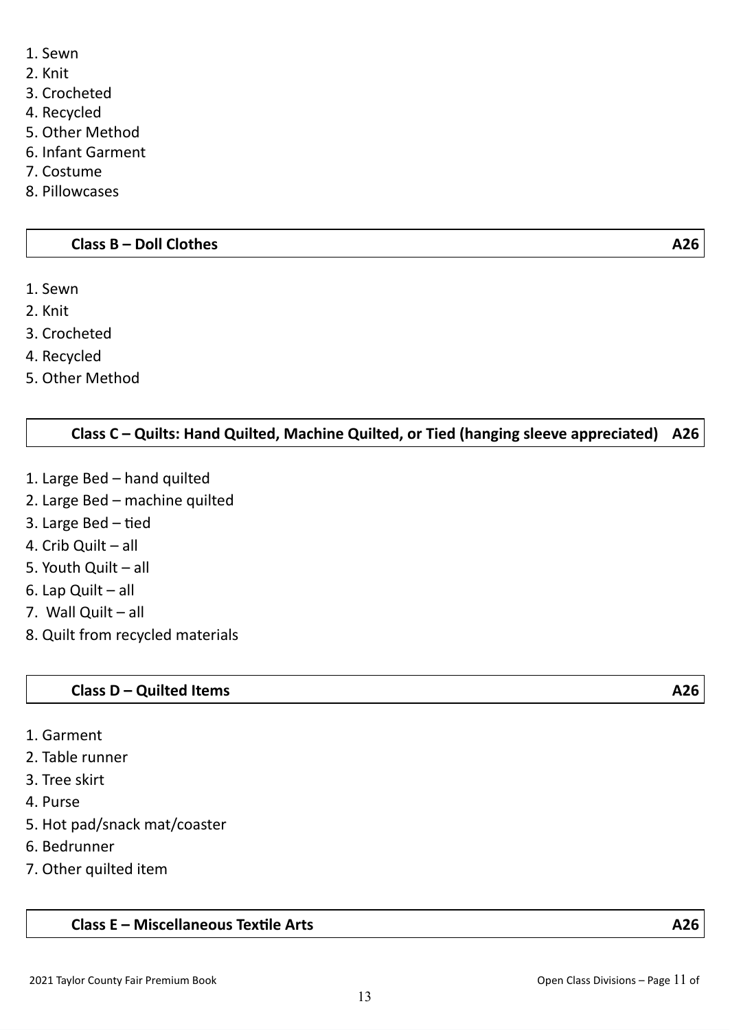1. Sewn
2. Knit
3. Crocheted
4. Recycled
5. Other Method
6. Infant Garment
7. Costume
8. Pillowcases

### Class B – Doll Clothes — A26

1. Sewn
2. Knit
3. Crocheted
4. Recycled
5. Other Method

### Class C – Quilts: Hand Quilted, Machine Quilted, or Tied (hanging sleeve appreciated) — A26

1. Large Bed – hand quilted
2. Large Bed – machine quilted
3. Large Bed – tied
4. Crib Quilt – all
5. Youth Quilt – all
6. Lap Quilt – all
7. Wall Quilt – all
8. Quilt from recycled materials

### Class D – Quilted Items — A26

1. Garment
2. Table runner
3. Tree skirt
4. Purse
5. Hot pad/snack mat/coaster
6. Bedrunner
7. Other quilted item

### Class E – Miscellaneous Textile Arts — A26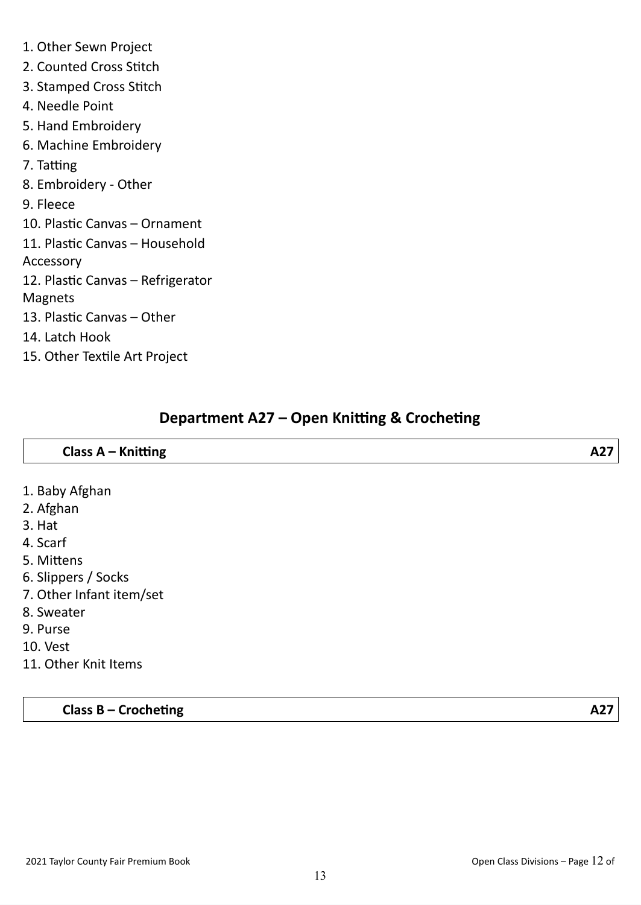1. Other Sewn Project
2. Counted Cross Stitch
3. Stamped Cross Stitch
4. Needle Point
5. Hand Embroidery
6. Machine Embroidery
7. Tatting
8. Embroidery - Other
9. Fleece
10. Plastic Canvas – Ornament
11. Plastic Canvas – Household Accessory
12. Plastic Canvas – Refrigerator Magnets
13. Plastic Canvas – Other
14. Latch Hook
15. Other Textile Art Project

## Department A27 – Open Knitting & Crocheting

| **Class A – Knitting** | **A27** |
|---|---|

1. Baby Afghan
2. Afghan
3. Hat
4. Scarf
5. Mittens
6. Slippers / Socks
7. Other Infant item/set
8. Sweater
9. Purse
10. Vest
11. Other Knit Items

| **Class B – Crocheting** | **A27** |
|---|---|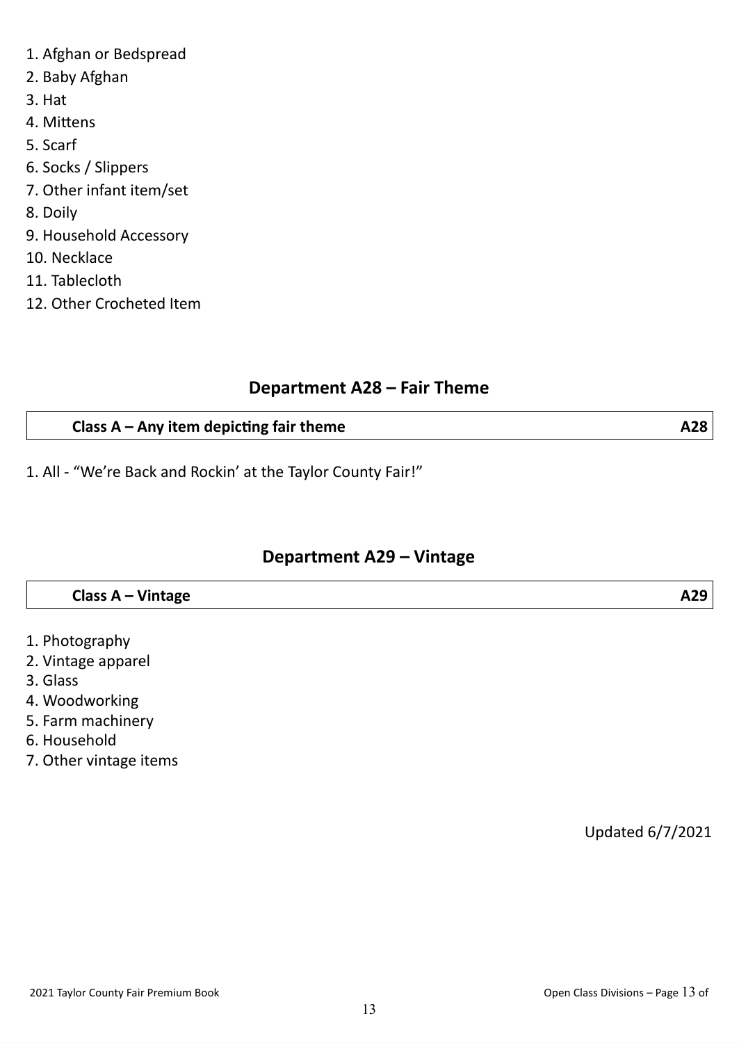1. Afghan or Bedspread
2. Baby Afghan
3. Hat
4. Mittens
5. Scarf
6. Socks / Slippers
7. Other infant item/set
8. Doily
9. Household Accessory
10. Necklace
11. Tablecloth
12. Other Crocheted Item

## Department A28 – Fair Theme

**Class A – Any item depicting fair theme** **A28**

1. All - "We're Back and Rockin' at the Taylor County Fair!"

## Department A29 – Vintage

**Class A – Vintage** **A29**

1. Photography
2. Vintage apparel
3. Glass
4. Woodworking
5. Farm machinery
6. Household
7. Other vintage items

Updated 6/7/2021